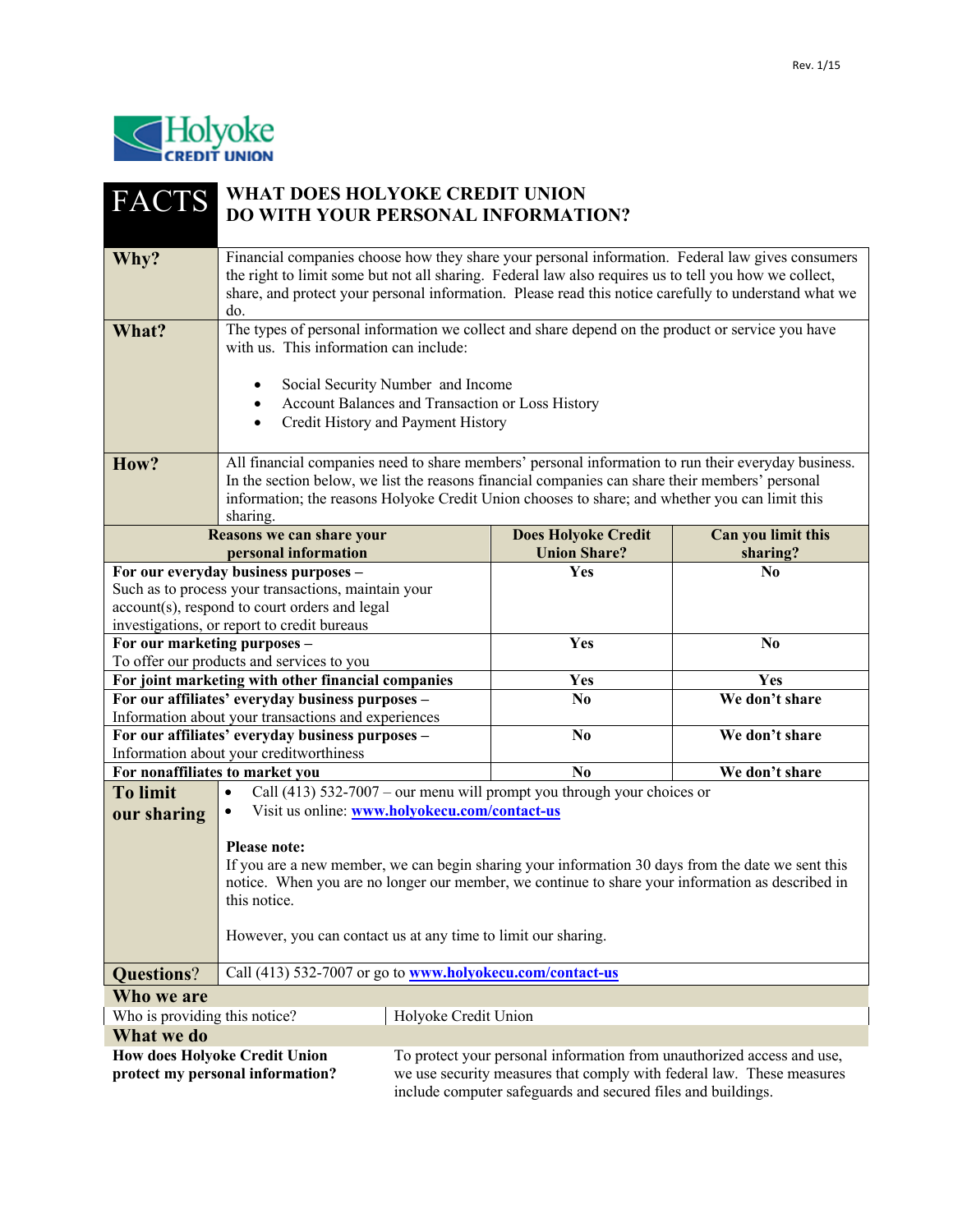Rev. 1/15

Holyoke CREDIT UNION

# FACTS — WHAT DOES HOLYOKE CREDIT UNION DO WITH YOUR PERSONAL INFORMATION?

| | |
|---|---|
| **Why?** | Financial companies choose how they share your personal information. Federal law gives consumers the right to limit some but not all sharing. Federal law also requires us to tell you how we collect, share, and protect your personal information. Please read this notice carefully to understand what we do. |
| **What?** | The types of personal information we collect and share depend on the product or service you have with us. This information can include:<br><br>• Social Security Number and Income<br>• Account Balances and Transaction or Loss History<br>• Credit History and Payment History |
| **How?** | All financial companies need to share members' personal information to run their everyday business. In the section below, we list the reasons financial companies can share their members' personal information; the reasons Holyoke Credit Union chooses to share; and whether you can limit this sharing. |

| Reasons we can share your personal information | Does Holyoke Credit Union Share? | Can you limit this sharing? |
|---|---|---|
| **For our everyday business purposes –** Such as to process your transactions, maintain your account(s), respond to court orders and legal investigations, or report to credit bureaus | **Yes** | **No** |
| **For our marketing purposes –** To offer our products and services to you | **Yes** | **No** |
| **For joint marketing with other financial companies** | **Yes** | **Yes** |
| **For our affiliates' everyday business purposes –** Information about your transactions and experiences | **No** | **We don't share** |
| **For our affiliates' everyday business purposes –** Information about your creditworthiness | **No** | **We don't share** |
| **For nonaffiliates to market you** | **No** | **We don't share** |

| | |
|---|---|
| **To limit our sharing** | • Call (413) 532-7007 – our menu will prompt you through your choices or<br>• Visit us online: **www.holyokecu.com/contact-us**<br><br>**Please note:**<br>If you are a new member, we can begin sharing your information 30 days from the date we sent this notice. When you are no longer our member, we continue to share your information as described in this notice.<br><br>However, you can contact us at any time to limit our sharing. |
| **Questions?** | Call (413) 532-7007 or go to **www.holyokecu.com/contact-us** |

## Who we are

| | |
|---|---|
| Who is providing this notice? | Holyoke Credit Union |

## What we do

| | |
|---|---|
| **How does Holyoke Credit Union protect my personal information?** | To protect your personal information from unauthorized access and use, we use security measures that comply with federal law. These measures include computer safeguards and secured files and buildings. |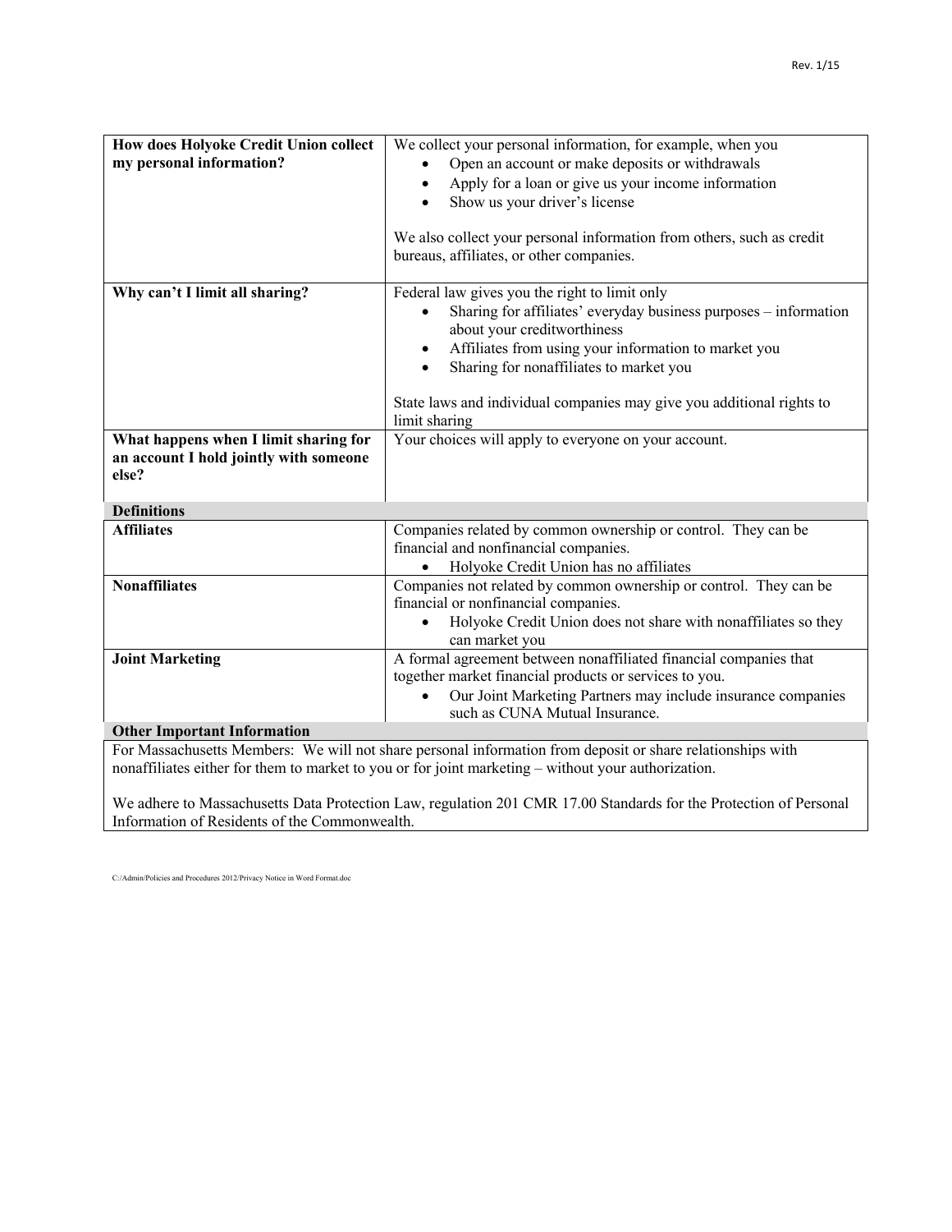Rev. 1/15

| | |
|---|---|
| **How does Holyoke Credit Union collect my personal information?** | We collect your personal information, for example, when you<br>• Open an account or make deposits or withdrawals<br>• Apply for a loan or give us your income information<br>• Show us your driver's license<br><br>We also collect your personal information from others, such as credit bureaus, affiliates, or other companies. |
| **Why can't I limit all sharing?** | Federal law gives you the right to limit only<br>• Sharing for affiliates' everyday business purposes – information about your creditworthiness<br>• Affiliates from using your information to market you<br>• Sharing for nonaffiliates to market you<br><br>State laws and individual companies may give you additional rights to limit sharing |
| **What happens when I limit sharing for an account I hold jointly with someone else?** | Your choices will apply to everyone on your account. |

| **Definitions** | |
|---|---|
| **Affiliates** | Companies related by common ownership or control. They can be financial and nonfinancial companies.<br>• Holyoke Credit Union has no affiliates |
| **Nonaffiliates** | Companies not related by common ownership or control. They can be financial or nonfinancial companies.<br>• Holyoke Credit Union does not share with nonaffiliates so they can market you |
| **Joint Marketing** | A formal agreement between nonaffiliated financial companies that together market financial products or services to you.<br>• Our Joint Marketing Partners may include insurance companies such as CUNA Mutual Insurance. |

**Other Important Information**

For Massachusetts Members: We will not share personal information from deposit or share relationships with nonaffiliates either for them to market to you or for joint marketing – without your authorization.

We adhere to Massachusetts Data Protection Law, regulation 201 CMR 17.00 Standards for the Protection of Personal Information of Residents of the Commonwealth.

C:/Admin/Policies and Procedures 2012/Privacy Notice in Word Format.doc